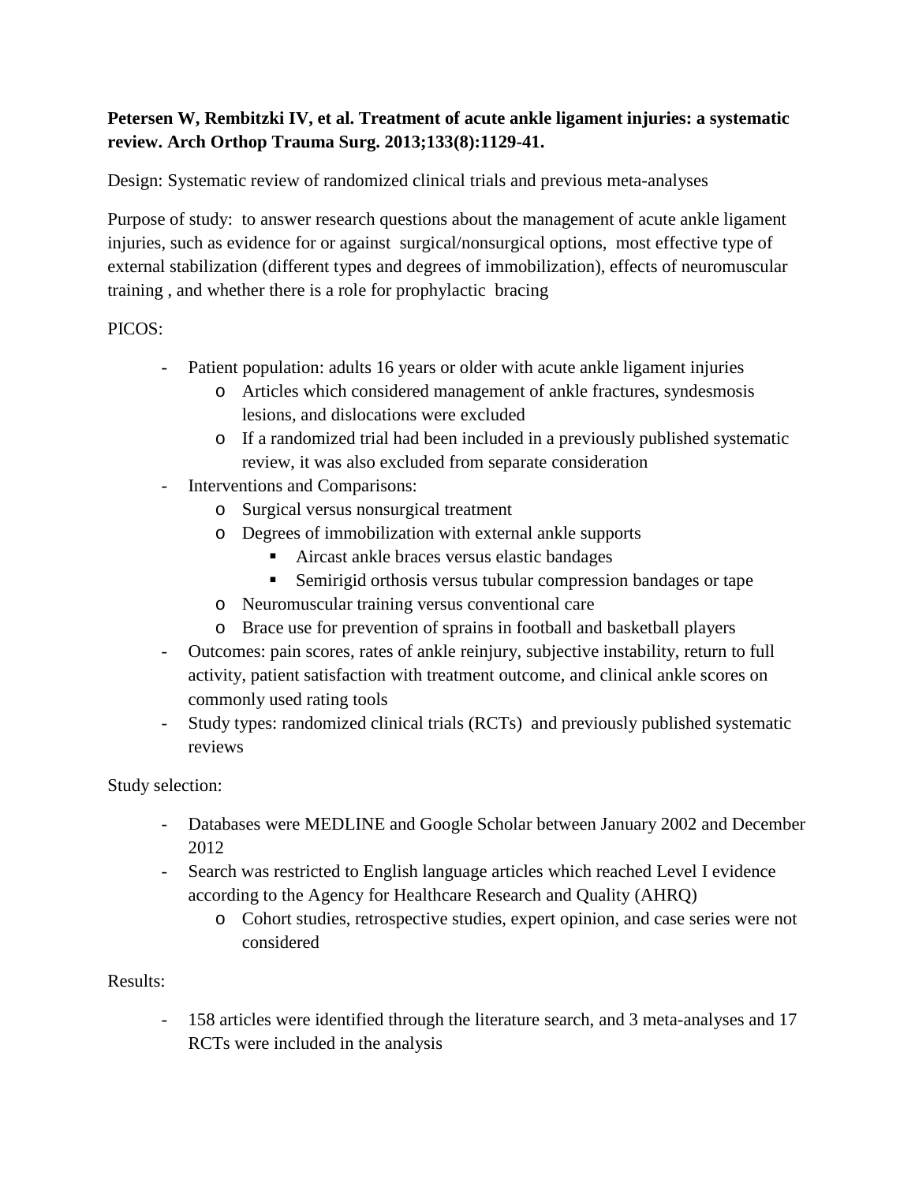**Petersen W, Rembitzki IV, et al. Treatment of acute ankle ligament injuries: a systematic review. Arch Orthop Trauma Surg. 2013;133(8):1129-41.**

Design: Systematic review of randomized clinical trials and previous meta-analyses

Purpose of study: to answer research questions about the management of acute ankle ligament injuries, such as evidence for or against surgical/nonsurgical options, most effective type of external stabilization (different types and degrees of immobilization), effects of neuromuscular training , and whether there is a role for prophylactic bracing

PICOS:

- Patient population: adults 16 years or older with acute ankle ligament injuries
    - Articles which considered management of ankle fractures, syndesmosis lesions, and dislocations were excluded
    - If a randomized trial had been included in a previously published systematic review, it was also excluded from separate consideration
- Interventions and Comparisons:
    - Surgical versus nonsurgical treatment
    - Degrees of immobilization with external ankle supports
        - Aircast ankle braces versus elastic bandages
        - Semirigid orthosis versus tubular compression bandages or tape
    - Neuromuscular training versus conventional care
    - Brace use for prevention of sprains in football and basketball players
- Outcomes: pain scores, rates of ankle reinjury, subjective instability, return to full activity, patient satisfaction with treatment outcome, and clinical ankle scores on commonly used rating tools
- Study types: randomized clinical trials (RCTs) and previously published systematic reviews

Study selection:

- Databases were MEDLINE and Google Scholar between January 2002 and December 2012
- Search was restricted to English language articles which reached Level I evidence according to the Agency for Healthcare Research and Quality (AHRQ)
    - Cohort studies, retrospective studies, expert opinion, and case series were not considered

Results:

- 158 articles were identified through the literature search, and 3 meta-analyses and 17 RCTs were included in the analysis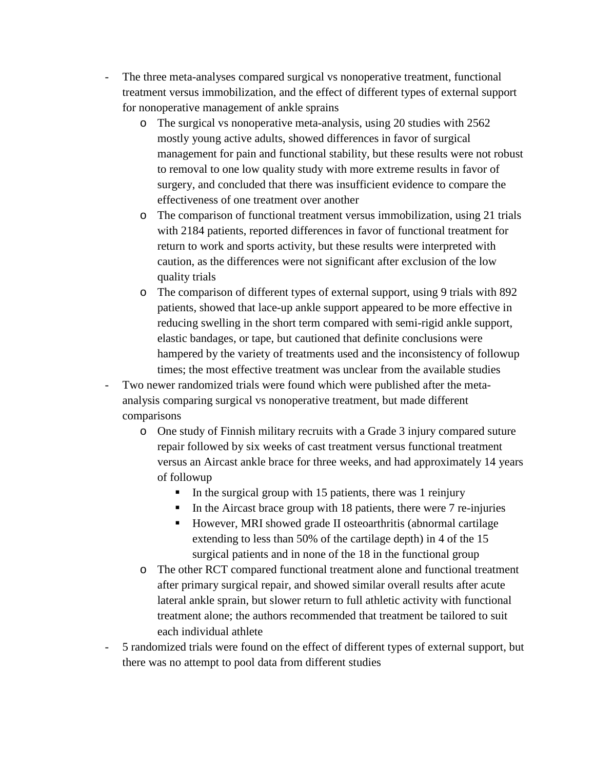- The three meta-analyses compared surgical vs nonoperative treatment, functional treatment versus immobilization, and the effect of different types of external support for nonoperative management of ankle sprains
    - The surgical vs nonoperative meta-analysis, using 20 studies with 2562 mostly young active adults, showed differences in favor of surgical management for pain and functional stability, but these results were not robust to removal to one low quality study with more extreme results in favor of surgery, and concluded that there was insufficient evidence to compare the effectiveness of one treatment over another
    - The comparison of functional treatment versus immobilization, using 21 trials with 2184 patients, reported differences in favor of functional treatment for return to work and sports activity, but these results were interpreted with caution, as the differences were not significant after exclusion of the low quality trials
    - The comparison of different types of external support, using 9 trials with 892 patients, showed that lace-up ankle support appeared to be more effective in reducing swelling in the short term compared with semi-rigid ankle support, elastic bandages, or tape, but cautioned that definite conclusions were hampered by the variety of treatments used and the inconsistency of followup times; the most effective treatment was unclear from the available studies
- Two newer randomized trials were found which were published after the meta-analysis comparing surgical vs nonoperative treatment, but made different comparisons
    - One study of Finnish military recruits with a Grade 3 injury compared suture repair followed by six weeks of cast treatment versus functional treatment versus an Aircast ankle brace for three weeks, and had approximately 14 years of followup
        - In the surgical group with 15 patients, there was 1 reinjury
        - In the Aircast brace group with 18 patients, there were 7 re-injuries
        - However, MRI showed grade II osteoarthritis (abnormal cartilage extending to less than 50% of the cartilage depth) in 4 of the 15 surgical patients and in none of the 18 in the functional group
    - The other RCT compared functional treatment alone and functional treatment after primary surgical repair, and showed similar overall results after acute lateral ankle sprain, but slower return to full athletic activity with functional treatment alone; the authors recommended that treatment be tailored to suit each individual athlete
- 5 randomized trials were found on the effect of different types of external support, but there was no attempt to pool data from different studies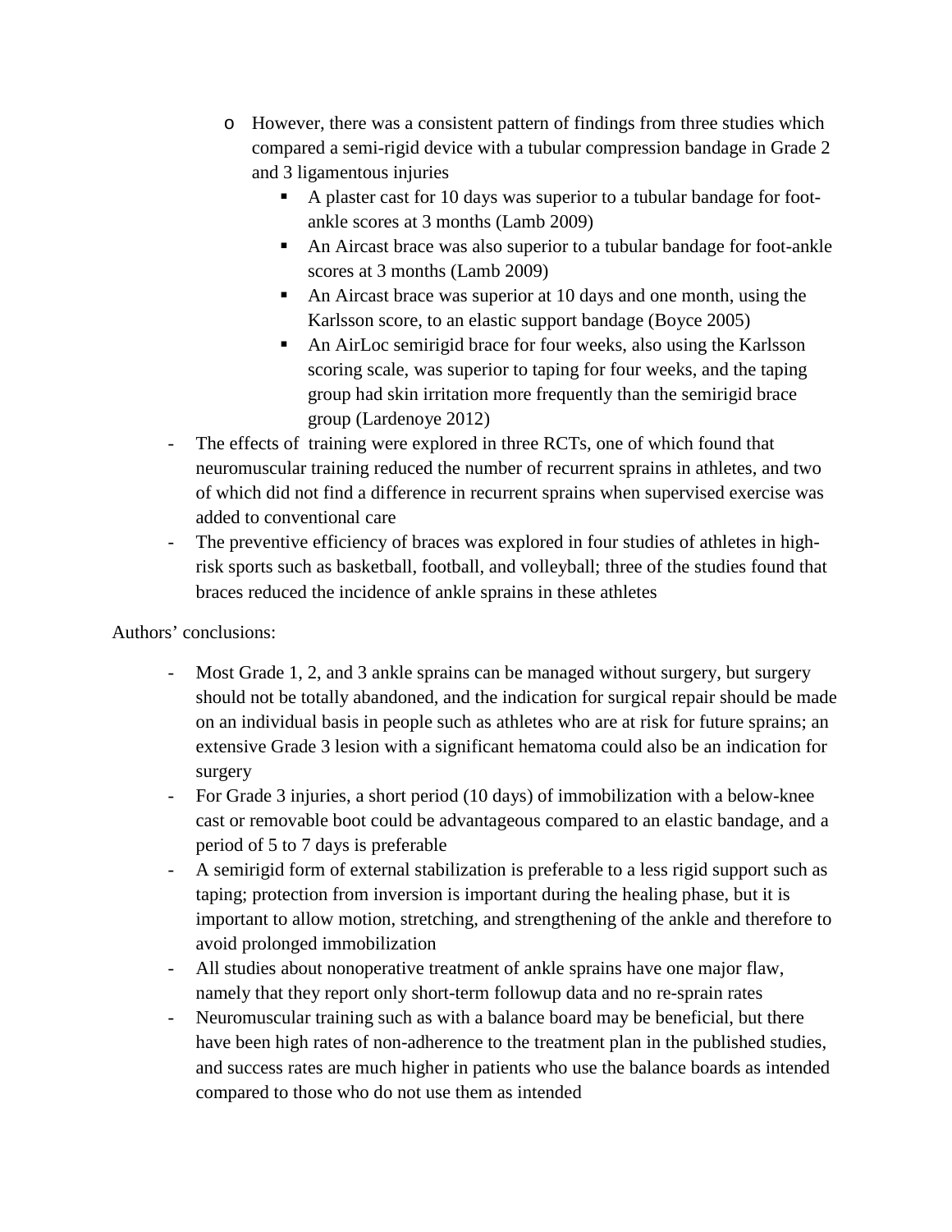- However, there was a consistent pattern of findings from three studies which compared a semi-rigid device with a tubular compression bandage in Grade 2 and 3 ligamentous injuries
  - A plaster cast for 10 days was superior to a tubular bandage for foot-ankle scores at 3 months (Lamb 2009)
  - An Aircast brace was also superior to a tubular bandage for foot-ankle scores at 3 months (Lamb 2009)
  - An Aircast brace was superior at 10 days and one month, using the Karlsson score, to an elastic support bandage (Boyce 2005)
  - An AirLoc semirigid brace for four weeks, also using the Karlsson scoring scale, was superior to taping for four weeks, and the taping group had skin irritation more frequently than the semirigid brace group (Lardenoye 2012)

- The effects of training were explored in three RCTs, one of which found that neuromuscular training reduced the number of recurrent sprains in athletes, and two of which did not find a difference in recurrent sprains when supervised exercise was added to conventional care
- The preventive efficiency of braces was explored in four studies of athletes in high-risk sports such as basketball, football, and volleyball; three of the studies found that braces reduced the incidence of ankle sprains in these athletes

Authors' conclusions:

- Most Grade 1, 2, and 3 ankle sprains can be managed without surgery, but surgery should not be totally abandoned, and the indication for surgical repair should be made on an individual basis in people such as athletes who are at risk for future sprains; an extensive Grade 3 lesion with a significant hematoma could also be an indication for surgery
- For Grade 3 injuries, a short period (10 days) of immobilization with a below-knee cast or removable boot could be advantageous compared to an elastic bandage, and a period of 5 to 7 days is preferable
- A semirigid form of external stabilization is preferable to a less rigid support such as taping; protection from inversion is important during the healing phase, but it is important to allow motion, stretching, and strengthening of the ankle and therefore to avoid prolonged immobilization
- All studies about nonoperative treatment of ankle sprains have one major flaw, namely that they report only short-term followup data and no re-sprain rates
- Neuromuscular training such as with a balance board may be beneficial, but there have been high rates of non-adherence to the treatment plan in the published studies, and success rates are much higher in patients who use the balance boards as intended compared to those who do not use them as intended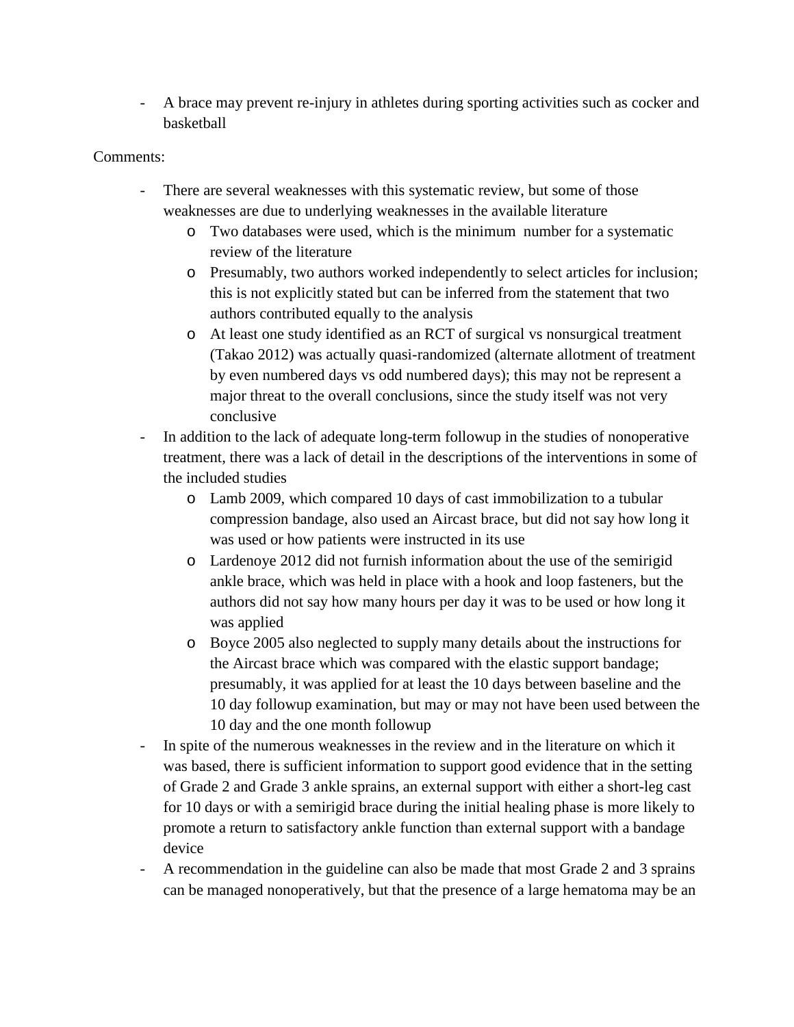- A brace may prevent re-injury in athletes during sporting activities such as cocker and basketball

Comments:

- There are several weaknesses with this systematic review, but some of those weaknesses are due to underlying weaknesses in the available literature
  - Two databases were used, which is the minimum number for a systematic review of the literature
  - Presumably, two authors worked independently to select articles for inclusion; this is not explicitly stated but can be inferred from the statement that two authors contributed equally to the analysis
  - At least one study identified as an RCT of surgical vs nonsurgical treatment (Takao 2012) was actually quasi-randomized (alternate allotment of treatment by even numbered days vs odd numbered days); this may not be represent a major threat to the overall conclusions, since the study itself was not very conclusive
- In addition to the lack of adequate long-term followup in the studies of nonoperative treatment, there was a lack of detail in the descriptions of the interventions in some of the included studies
  - Lamb 2009, which compared 10 days of cast immobilization to a tubular compression bandage, also used an Aircast brace, but did not say how long it was used or how patients were instructed in its use
  - Lardenoye 2012 did not furnish information about the use of the semirigid ankle brace, which was held in place with a hook and loop fasteners, but the authors did not say how many hours per day it was to be used or how long it was applied
  - Boyce 2005 also neglected to supply many details about the instructions for the Aircast brace which was compared with the elastic support bandage; presumably, it was applied for at least the 10 days between baseline and the 10 day followup examination, but may or may not have been used between the 10 day and the one month followup
- In spite of the numerous weaknesses in the review and in the literature on which it was based, there is sufficient information to support good evidence that in the setting of Grade 2 and Grade 3 ankle sprains, an external support with either a short-leg cast for 10 days or with a semirigid brace during the initial healing phase is more likely to promote a return to satisfactory ankle function than external support with a bandage device
- A recommendation in the guideline can also be made that most Grade 2 and 3 sprains can be managed nonoperatively, but that the presence of a large hematoma may be an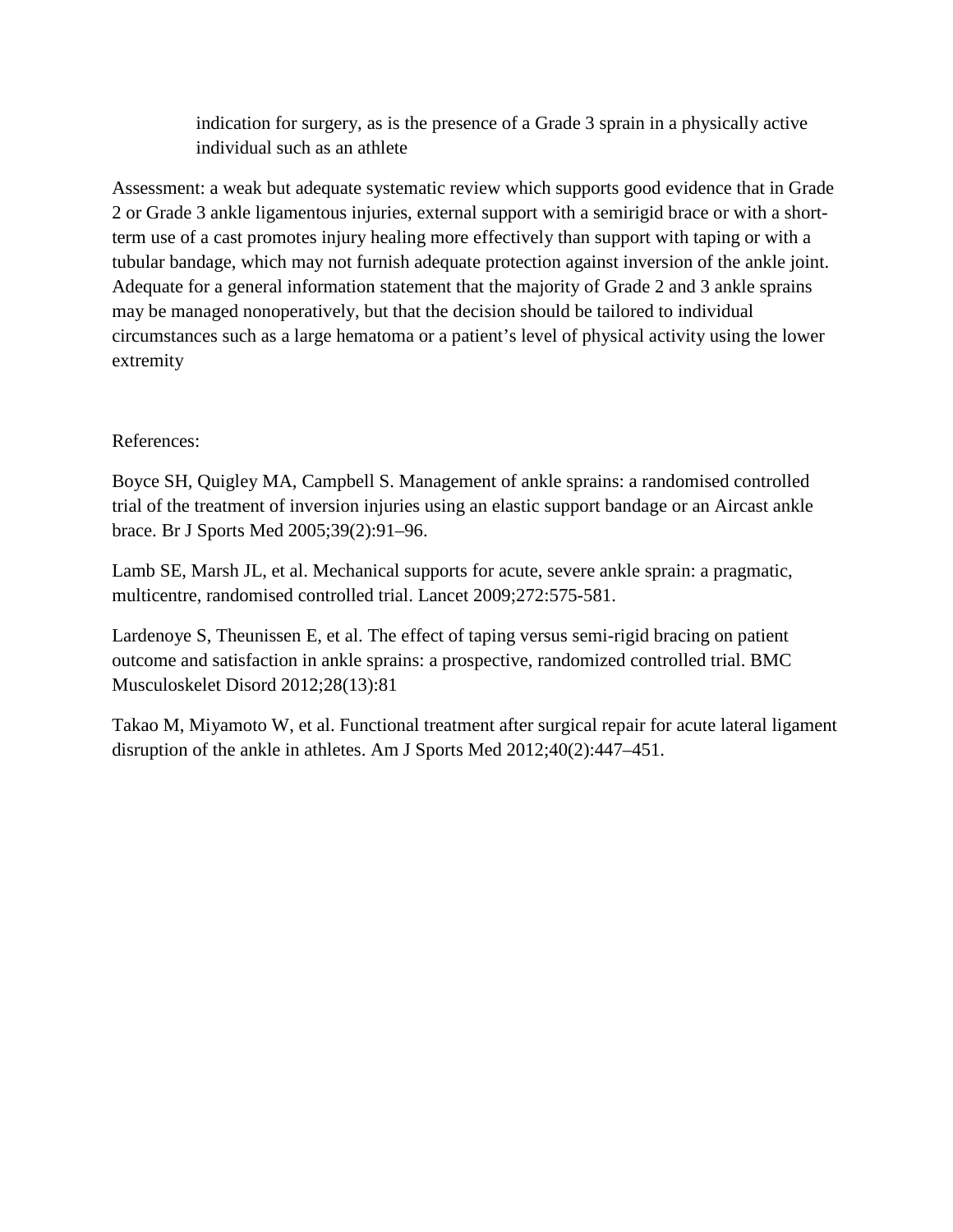indication for surgery, as is the presence of a Grade 3 sprain in a physically active individual such as an athlete

Assessment: a weak but adequate systematic review which supports good evidence that in Grade 2 or Grade 3 ankle ligamentous injuries, external support with a semirigid brace or with a short-term use of a cast promotes injury healing more effectively than support with taping or with a tubular bandage, which may not furnish adequate protection against inversion of the ankle joint. Adequate for a general information statement that the majority of Grade 2 and 3 ankle sprains may be managed nonoperatively, but that the decision should be tailored to individual circumstances such as a large hematoma or a patient's level of physical activity using the lower extremity

References:

Boyce SH, Quigley MA, Campbell S. Management of ankle sprains: a randomised controlled trial of the treatment of inversion injuries using an elastic support bandage or an Aircast ankle brace. Br J Sports Med 2005;39(2):91–96.

Lamb SE, Marsh JL, et al. Mechanical supports for acute, severe ankle sprain: a pragmatic, multicentre, randomised controlled trial. Lancet 2009;272:575-581.

Lardenoye S, Theunissen E, et al. The effect of taping versus semi-rigid bracing on patient outcome and satisfaction in ankle sprains: a prospective, randomized controlled trial. BMC Musculoskelet Disord 2012;28(13):81

Takao M, Miyamoto W, et al. Functional treatment after surgical repair for acute lateral ligament disruption of the ankle in athletes. Am J Sports Med 2012;40(2):447–451.